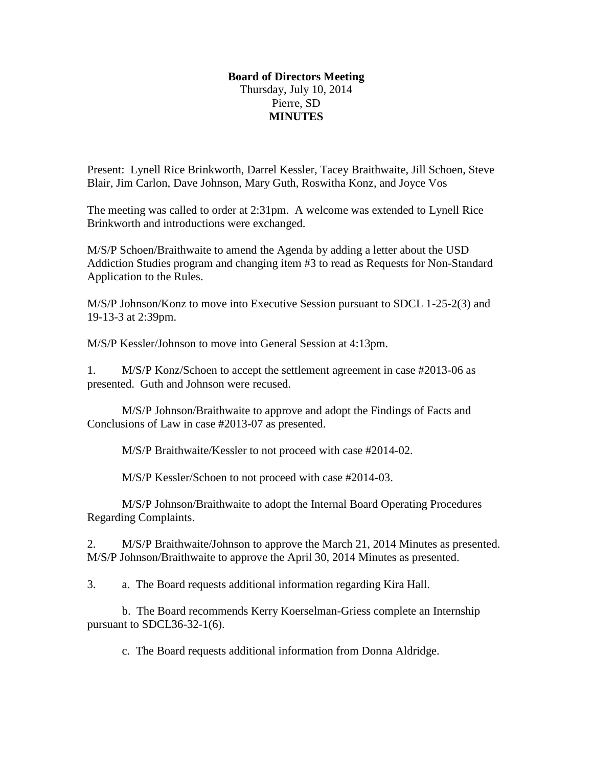**Board of Directors Meeting**
Thursday, July 10, 2014
Pierre, SD
**MINUTES**

Present: Lynell Rice Brinkworth, Darrel Kessler, Tacey Braithwaite, Jill Schoen, Steve Blair, Jim Carlon, Dave Johnson, Mary Guth, Roswitha Konz, and Joyce Vos

The meeting was called to order at 2:31pm. A welcome was extended to Lynell Rice Brinkworth and introductions were exchanged.

M/S/P Schoen/Braithwaite to amend the Agenda by adding a letter about the USD Addiction Studies program and changing item #3 to read as Requests for Non-Standard Application to the Rules.

M/S/P Johnson/Konz to move into Executive Session pursuant to SDCL 1-25-2(3) and 19-13-3 at 2:39pm.

M/S/P Kessler/Johnson to move into General Session at 4:13pm.

1. M/S/P Konz/Schoen to accept the settlement agreement in case #2013-06 as presented. Guth and Johnson were recused.

   M/S/P Johnson/Braithwaite to approve and adopt the Findings of Facts and Conclusions of Law in case #2013-07 as presented.

   M/S/P Braithwaite/Kessler to not proceed with case #2014-02.

   M/S/P Kessler/Schoen to not proceed with case #2014-03.

   M/S/P Johnson/Braithwaite to adopt the Internal Board Operating Procedures Regarding Complaints.

2. M/S/P Braithwaite/Johnson to approve the March 21, 2014 Minutes as presented. M/S/P Johnson/Braithwaite to approve the April 30, 2014 Minutes as presented.

3. a. The Board requests additional information regarding Kira Hall.

   b. The Board recommends Kerry Koerselman-Griess complete an Internship pursuant to SDCL36-32-1(6).

   c. The Board requests additional information from Donna Aldridge.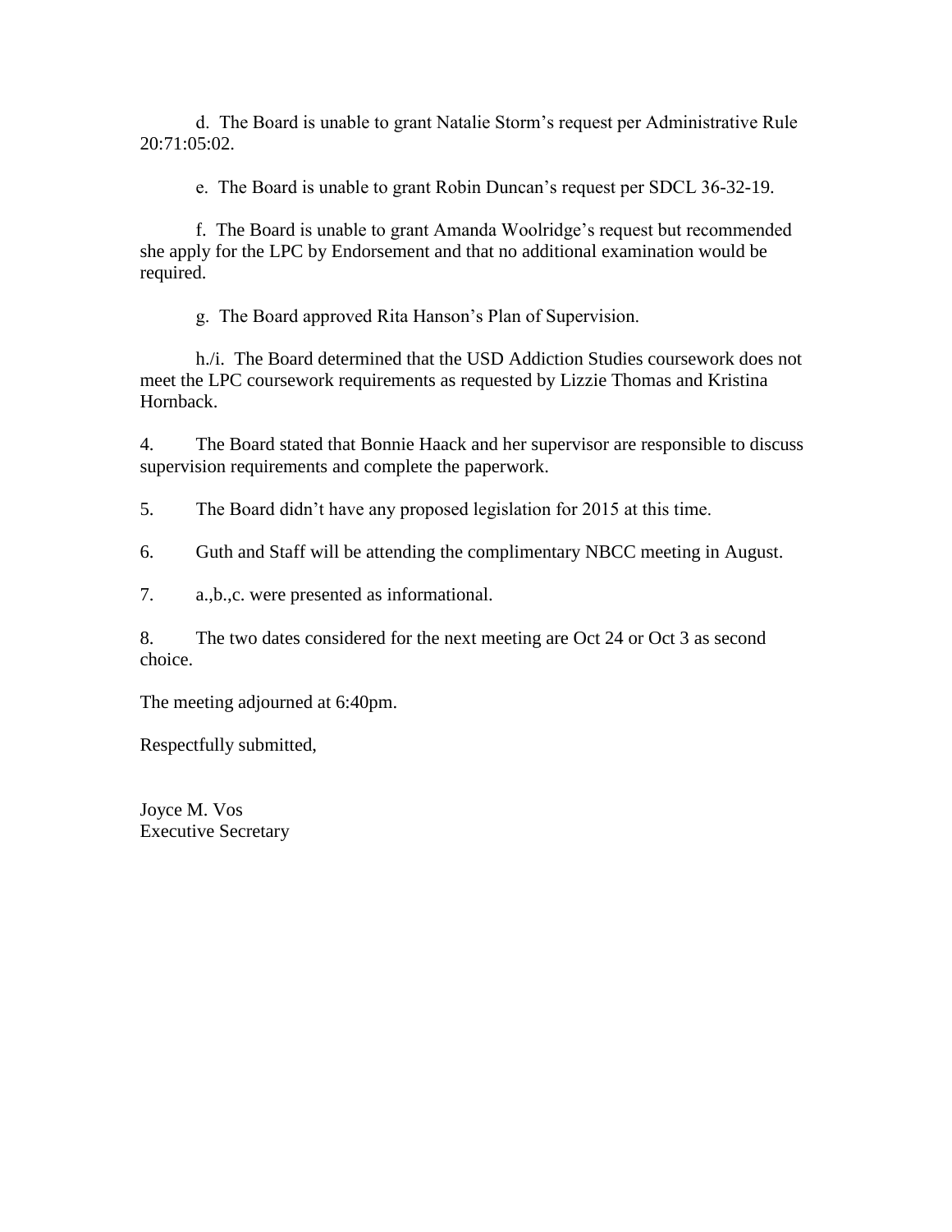d. The Board is unable to grant Natalie Storm's request per Administrative Rule 20:71:05:02.

e. The Board is unable to grant Robin Duncan's request per SDCL 36-32-19.

f. The Board is unable to grant Amanda Woolridge's request but recommended she apply for the LPC by Endorsement and that no additional examination would be required.

g. The Board approved Rita Hanson's Plan of Supervision.

h./i. The Board determined that the USD Addiction Studies coursework does not meet the LPC coursework requirements as requested by Lizzie Thomas and Kristina Hornback.

4. The Board stated that Bonnie Haack and her supervisor are responsible to discuss supervision requirements and complete the paperwork.

5. The Board didn't have any proposed legislation for 2015 at this time.

6. Guth and Staff will be attending the complimentary NBCC meeting in August.

7. a.,b.,c. were presented as informational.

8. The two dates considered for the next meeting are Oct 24 or Oct 3 as second choice.

The meeting adjourned at 6:40pm.

Respectfully submitted,

Joyce M. Vos
Executive Secretary